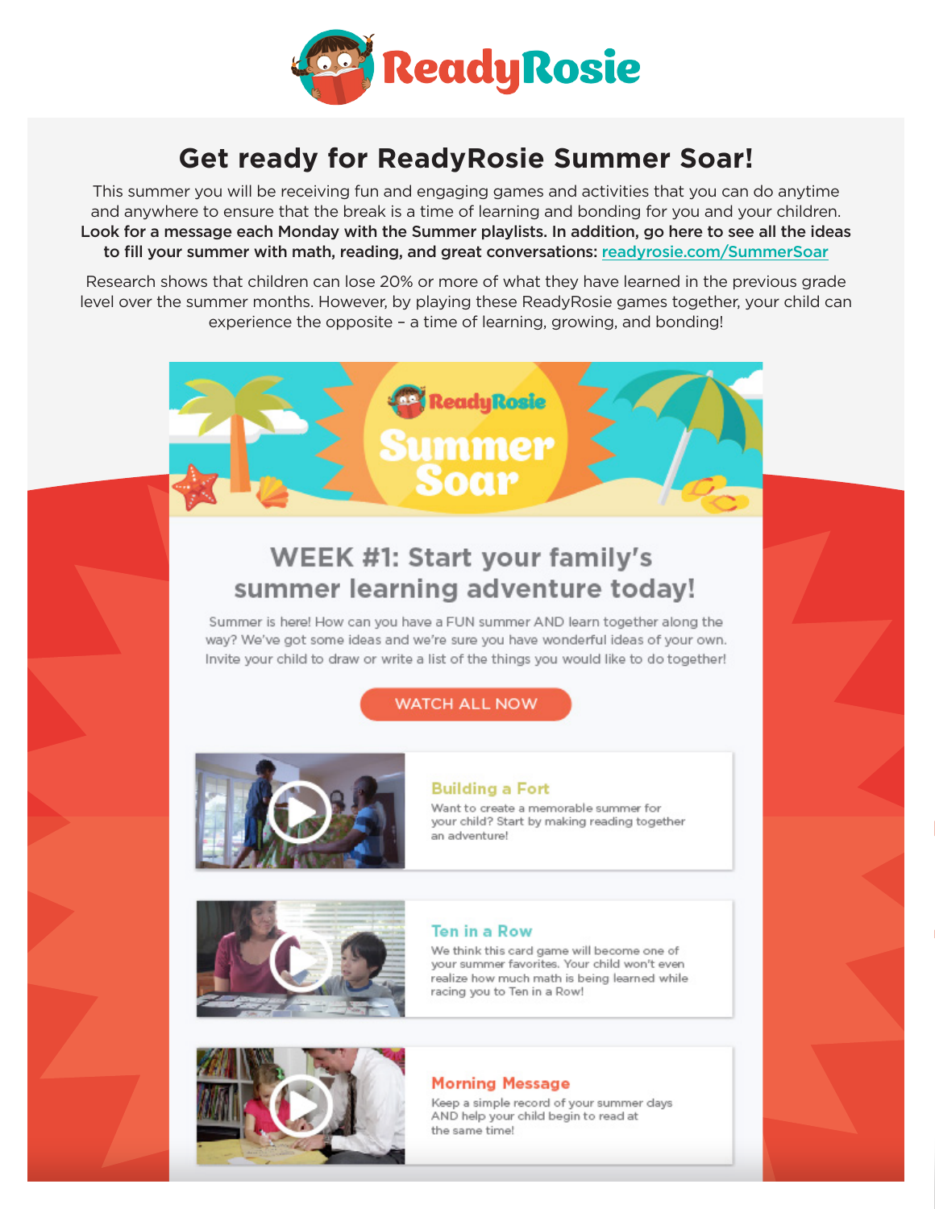# Get ready for ReadyRosie Summer Soar!

This summer you will be receiving fun and engaging games and activities that you can do anytime and anywhere to ensure that the break is a time of learning and bonding for you and your children. **Look for a message each Monday with the Summer playlists. In addition, go here to see all the ideas to fill your summer with math, reading, and great conversations:** [readyrosie.com/SummerSoar](readyrosie.com/SummerSoar)

Research shows that children can lose 20% or more of what they have learned in the previous grade level over the summer months. However, by playing these ReadyRosie games together, your child can experience the opposite – a time of learning, growing, and bonding!

## WEEK #1: Start your family's summer learning adventure today!

Summer is here! How can you have a FUN summer AND learn together along the way? We've got some ideas and we're sure you have wonderful ideas of your own. Invite your child to draw or write a list of the things you would like to do together!

WATCH ALL NOW

### Building a Fort

Want to create a memorable summer for your child? Start by making reading together an adventure!

### Ten in a Row

We think this card game will become one of your summer favorites. Your child won't even realize how much math is being learned while racing you to Ten in a Row!

### Morning Message

Keep a simple record of your summer days AND help your child begin to read at the same time!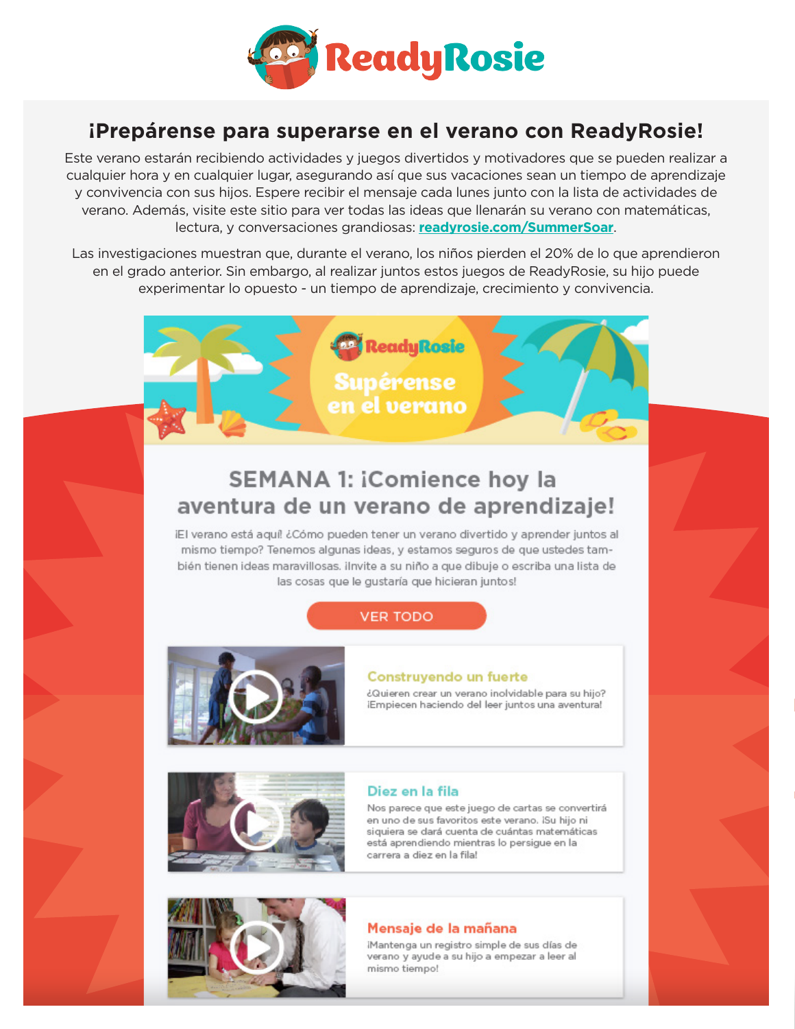# ¡Prepárense para superarse en el verano con ReadyRosie!

Este verano estarán recibiendo actividades y juegos divertidos y motivadores que se pueden realizar a cualquier hora y en cualquier lugar, asegurando así que sus vacaciones sean un tiempo de aprendizaje y convivencia con sus hijos. Espere recibir el mensaje cada lunes junto con la lista de actividades de verano. Además, visite este sitio para ver todas las ideas que llenarán su verano con matemáticas, lectura, y conversaciones grandiosas: **readyrosie.com/SummerSoar**.

Las investigaciones muestran que, durante el verano, los niños pierden el 20% de lo que aprendieron en el grado anterior. Sin embargo, al realizar juntos estos juegos de ReadyRosie, su hijo puede experimentar lo opuesto - un tiempo de aprendizaje, crecimiento y convivencia.

ReadyRosie

Supérense en el verano

## SEMANA 1: ¡Comience hoy la aventura de un verano de aprendizaje!

¡El verano está aquí! ¿Cómo pueden tener un verano divertido y aprender juntos al mismo tiempo? Tenemos algunas ideas, y estamos seguros de que ustedes también tienen ideas maravillosas. ¡Invite a su niño a que dibuje o escriba una lista de las cosas que le gustaría que hicieran juntos!

VER TODO

### Construyendo un fuerte

¿Quieren crear un verano inolvidable para su hijo? ¡Empiecen haciendo del leer juntos una aventura!

### Diez en la fila

Nos parece que este juego de cartas se convertirá en uno de sus favoritos este verano. ¡Su hijo ni siquiera se dará cuenta de cuántas matemáticas está aprendiendo mientras lo persigue en la carrera a diez en la fila!

### Mensaje de la mañana

¡Mantenga un registro simple de sus días de verano y ayude a su hijo a empezar a leer al mismo tiempo!